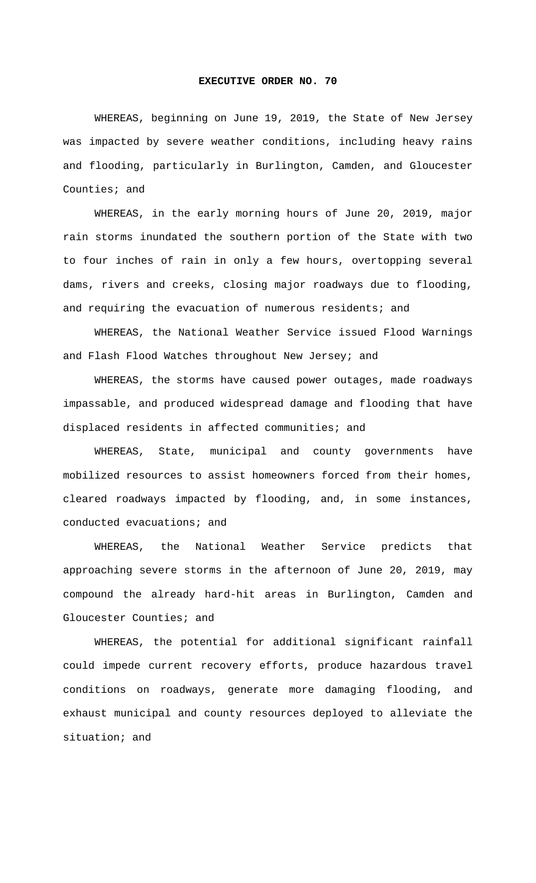# EXECUTIVE ORDER NO. 70

WHEREAS, beginning on June 19, 2019, the State of New Jersey was impacted by severe weather conditions, including heavy rains and flooding, particularly in Burlington, Camden, and Gloucester Counties; and

WHEREAS, in the early morning hours of June 20, 2019, major rain storms inundated the southern portion of the State with two to four inches of rain in only a few hours, overtopping several dams, rivers and creeks, closing major roadways due to flooding, and requiring the evacuation of numerous residents; and

WHEREAS, the National Weather Service issued Flood Warnings and Flash Flood Watches throughout New Jersey; and

WHEREAS, the storms have caused power outages, made roadways impassable, and produced widespread damage and flooding that have displaced residents in affected communities; and

WHEREAS, State, municipal and county governments have mobilized resources to assist homeowners forced from their homes, cleared roadways impacted by flooding, and, in some instances, conducted evacuations; and

WHEREAS, the National Weather Service predicts that approaching severe storms in the afternoon of June 20, 2019, may compound the already hard-hit areas in Burlington, Camden and Gloucester Counties; and

WHEREAS, the potential for additional significant rainfall could impede current recovery efforts, produce hazardous travel conditions on roadways, generate more damaging flooding, and exhaust municipal and county resources deployed to alleviate the situation; and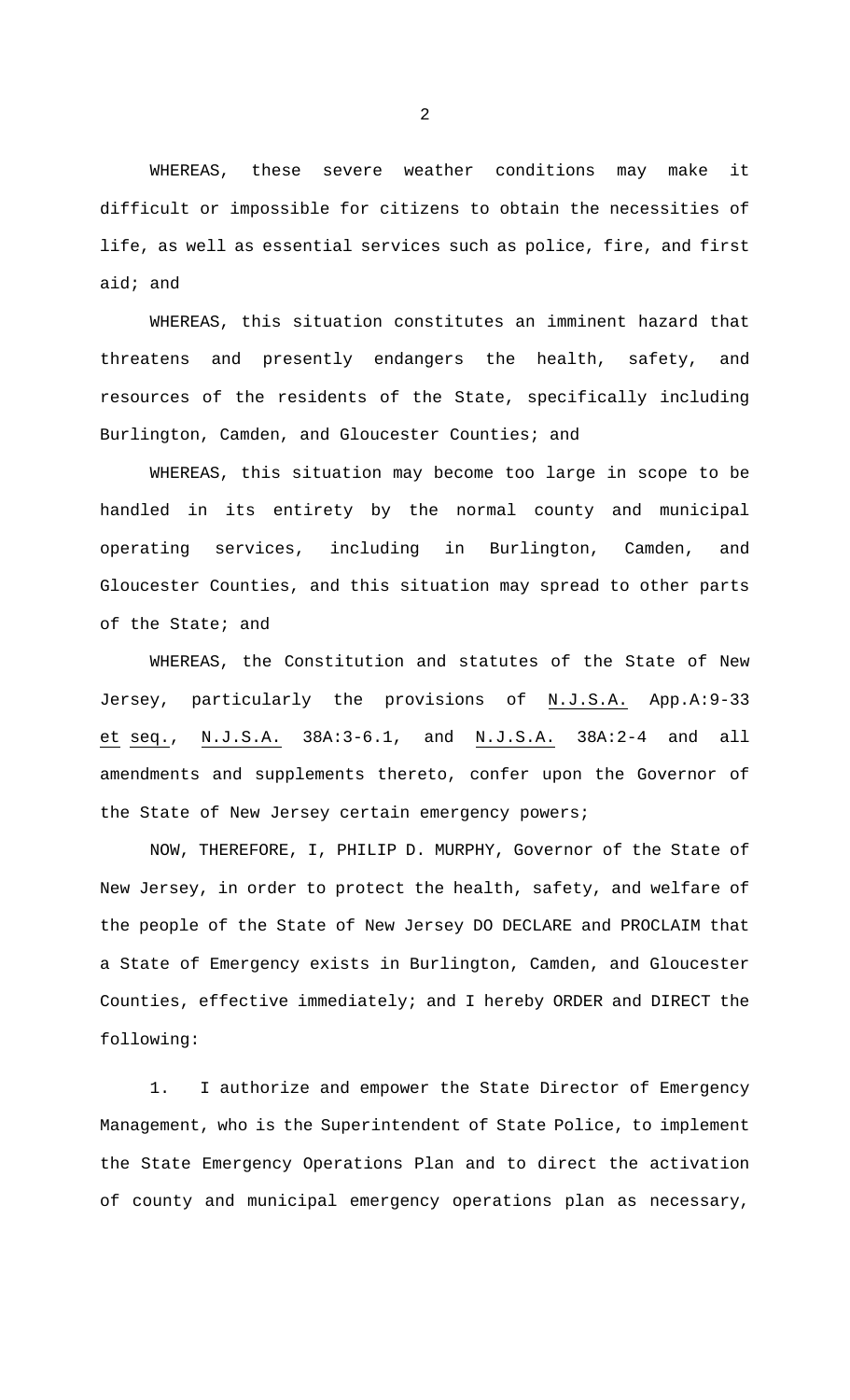WHEREAS, these severe weather conditions may make it difficult or impossible for citizens to obtain the necessities of life, as well as essential services such as police, fire, and first aid; and

WHEREAS, this situation constitutes an imminent hazard that threatens and presently endangers the health, safety, and resources of the residents of the State, specifically including Burlington, Camden, and Gloucester Counties; and

WHEREAS, this situation may become too large in scope to be handled in its entirety by the normal county and municipal operating services, including in Burlington, Camden, and Gloucester Counties, and this situation may spread to other parts of the State; and

WHEREAS, the Constitution and statutes of the State of New Jersey, particularly the provisions of N.J.S.A. App.A:9-33 et seq., N.J.S.A. 38A:3-6.1, and N.J.S.A. 38A:2-4 and all amendments and supplements thereto, confer upon the Governor of the State of New Jersey certain emergency powers;

NOW, THEREFORE, I, PHILIP D. MURPHY, Governor of the State of New Jersey, in order to protect the health, safety, and welfare of the people of the State of New Jersey DO DECLARE and PROCLAIM that a State of Emergency exists in Burlington, Camden, and Gloucester Counties, effective immediately; and I hereby ORDER and DIRECT the following:

1. I authorize and empower the State Director of Emergency Management, who is the Superintendent of State Police, to implement the State Emergency Operations Plan and to direct the activation of county and municipal emergency operations plan as necessary,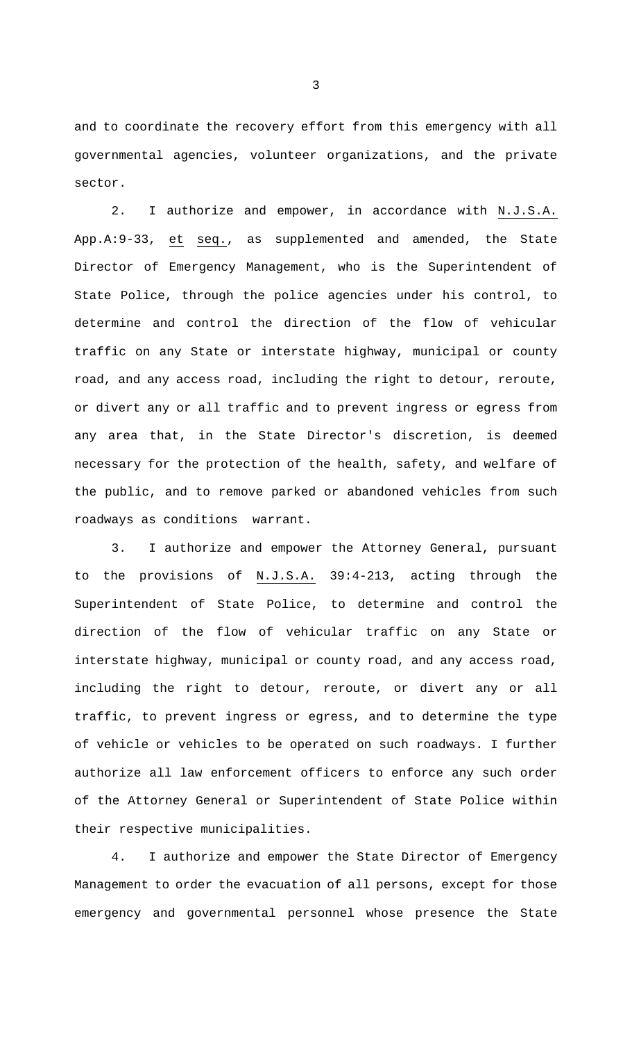and to coordinate the recovery effort from this emergency with all governmental agencies, volunteer organizations, and the private sector.

2. I authorize and empower, in accordance with N.J.S.A. App.A:9-33, et seq., as supplemented and amended, the State Director of Emergency Management, who is the Superintendent of State Police, through the police agencies under his control, to determine and control the direction of the flow of vehicular traffic on any State or interstate highway, municipal or county road, and any access road, including the right to detour, reroute, or divert any or all traffic and to prevent ingress or egress from any area that, in the State Director's discretion, is deemed necessary for the protection of the health, safety, and welfare of the public, and to remove parked or abandoned vehicles from such roadways as conditions warrant.

3. I authorize and empower the Attorney General, pursuant to the provisions of N.J.S.A. 39:4-213, acting through the Superintendent of State Police, to determine and control the direction of the flow of vehicular traffic on any State or interstate highway, municipal or county road, and any access road, including the right to detour, reroute, or divert any or all traffic, to prevent ingress or egress, and to determine the type of vehicle or vehicles to be operated on such roadways. I further authorize all law enforcement officers to enforce any such order of the Attorney General or Superintendent of State Police within their respective municipalities.

4. I authorize and empower the State Director of Emergency Management to order the evacuation of all persons, except for those emergency and governmental personnel whose presence the State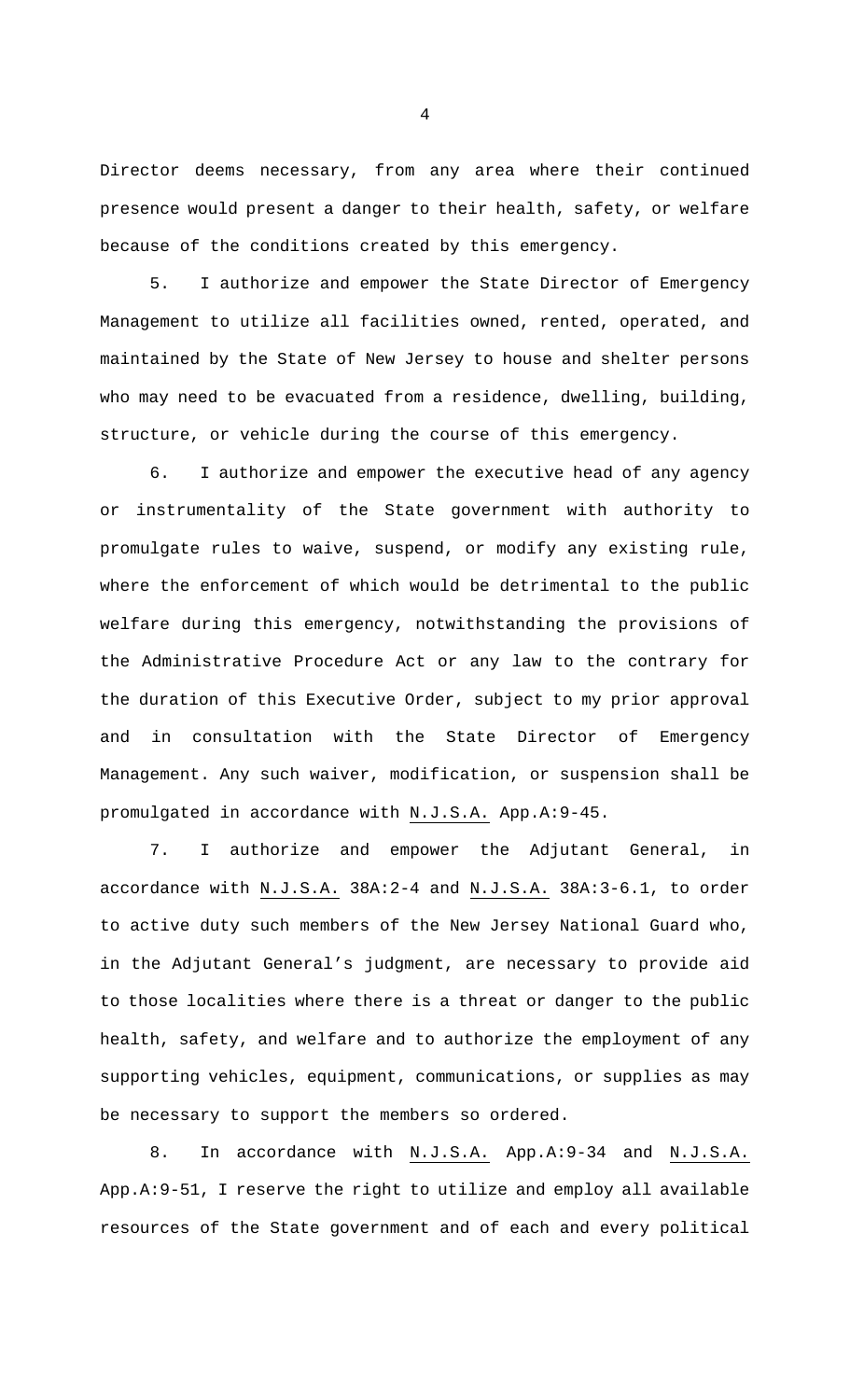Director deems necessary, from any area where their continued presence would present a danger to their health, safety, or welfare because of the conditions created by this emergency.

5. I authorize and empower the State Director of Emergency Management to utilize all facilities owned, rented, operated, and maintained by the State of New Jersey to house and shelter persons who may need to be evacuated from a residence, dwelling, building, structure, or vehicle during the course of this emergency.

6. I authorize and empower the executive head of any agency or instrumentality of the State government with authority to promulgate rules to waive, suspend, or modify any existing rule, where the enforcement of which would be detrimental to the public welfare during this emergency, notwithstanding the provisions of the Administrative Procedure Act or any law to the contrary for the duration of this Executive Order, subject to my prior approval and in consultation with the State Director of Emergency Management. Any such waiver, modification, or suspension shall be promulgated in accordance with N.J.S.A. App.A:9-45.

7. I authorize and empower the Adjutant General, in accordance with N.J.S.A. 38A:2-4 and N.J.S.A. 38A:3-6.1, to order to active duty such members of the New Jersey National Guard who, in the Adjutant General's judgment, are necessary to provide aid to those localities where there is a threat or danger to the public health, safety, and welfare and to authorize the employment of any supporting vehicles, equipment, communications, or supplies as may be necessary to support the members so ordered.

8. In accordance with N.J.S.A. App.A:9-34 and N.J.S.A. App.A:9-51, I reserve the right to utilize and employ all available resources of the State government and of each and every political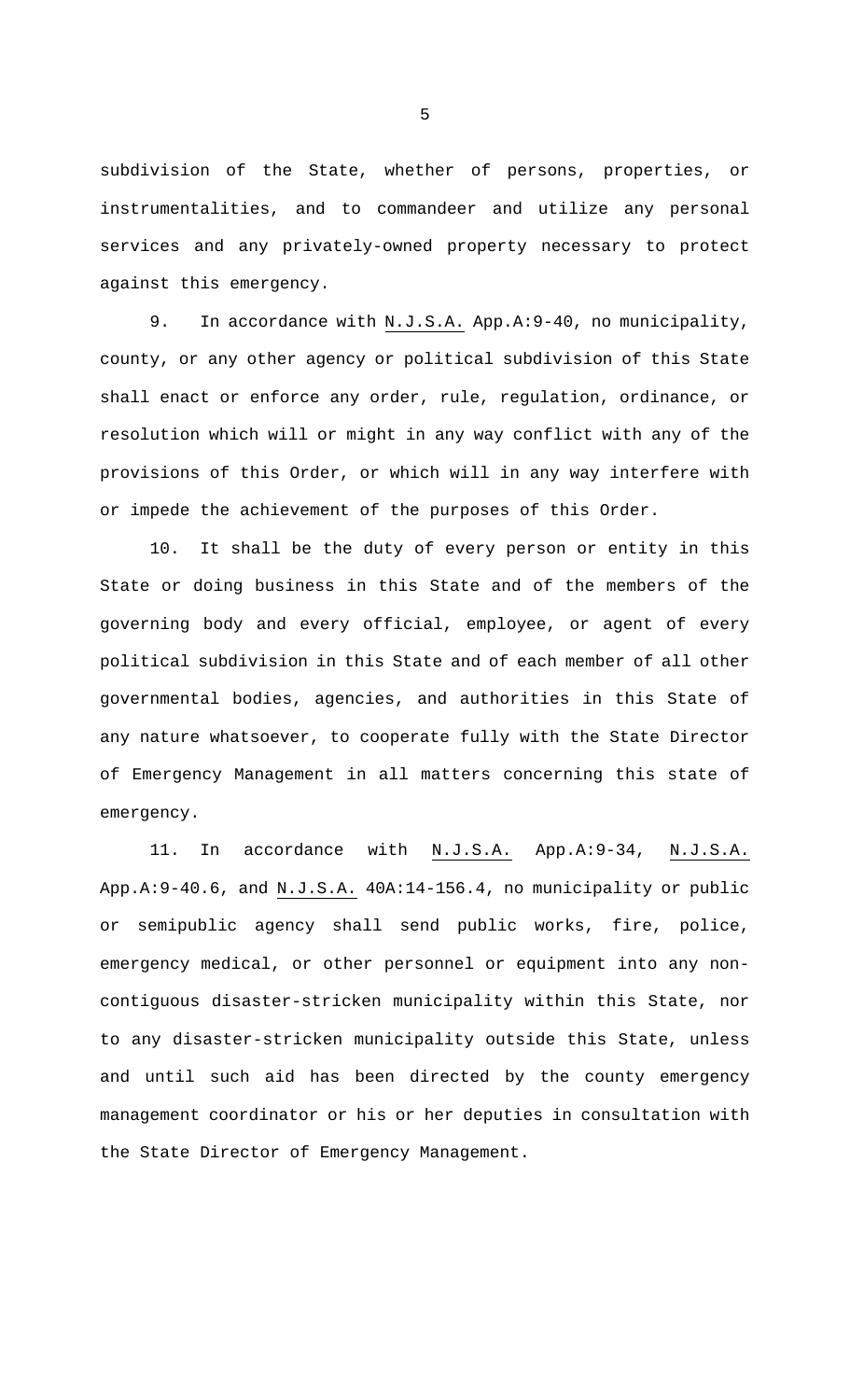subdivision of the State, whether of persons, properties, or instrumentalities, and to commandeer and utilize any personal services and any privately-owned property necessary to protect against this emergency.

9. In accordance with N.J.S.A. App.A:9-40, no municipality, county, or any other agency or political subdivision of this State shall enact or enforce any order, rule, regulation, ordinance, or resolution which will or might in any way conflict with any of the provisions of this Order, or which will in any way interfere with or impede the achievement of the purposes of this Order.

10. It shall be the duty of every person or entity in this State or doing business in this State and of the members of the governing body and every official, employee, or agent of every political subdivision in this State and of each member of all other governmental bodies, agencies, and authorities in this State of any nature whatsoever, to cooperate fully with the State Director of Emergency Management in all matters concerning this state of emergency.

11. In accordance with N.J.S.A. App.A:9-34, N.J.S.A. App.A:9-40.6, and N.J.S.A. 40A:14-156.4, no municipality or public or semipublic agency shall send public works, fire, police, emergency medical, or other personnel or equipment into any non-contiguous disaster-stricken municipality within this State, nor to any disaster-stricken municipality outside this State, unless and until such aid has been directed by the county emergency management coordinator or his or her deputies in consultation with the State Director of Emergency Management.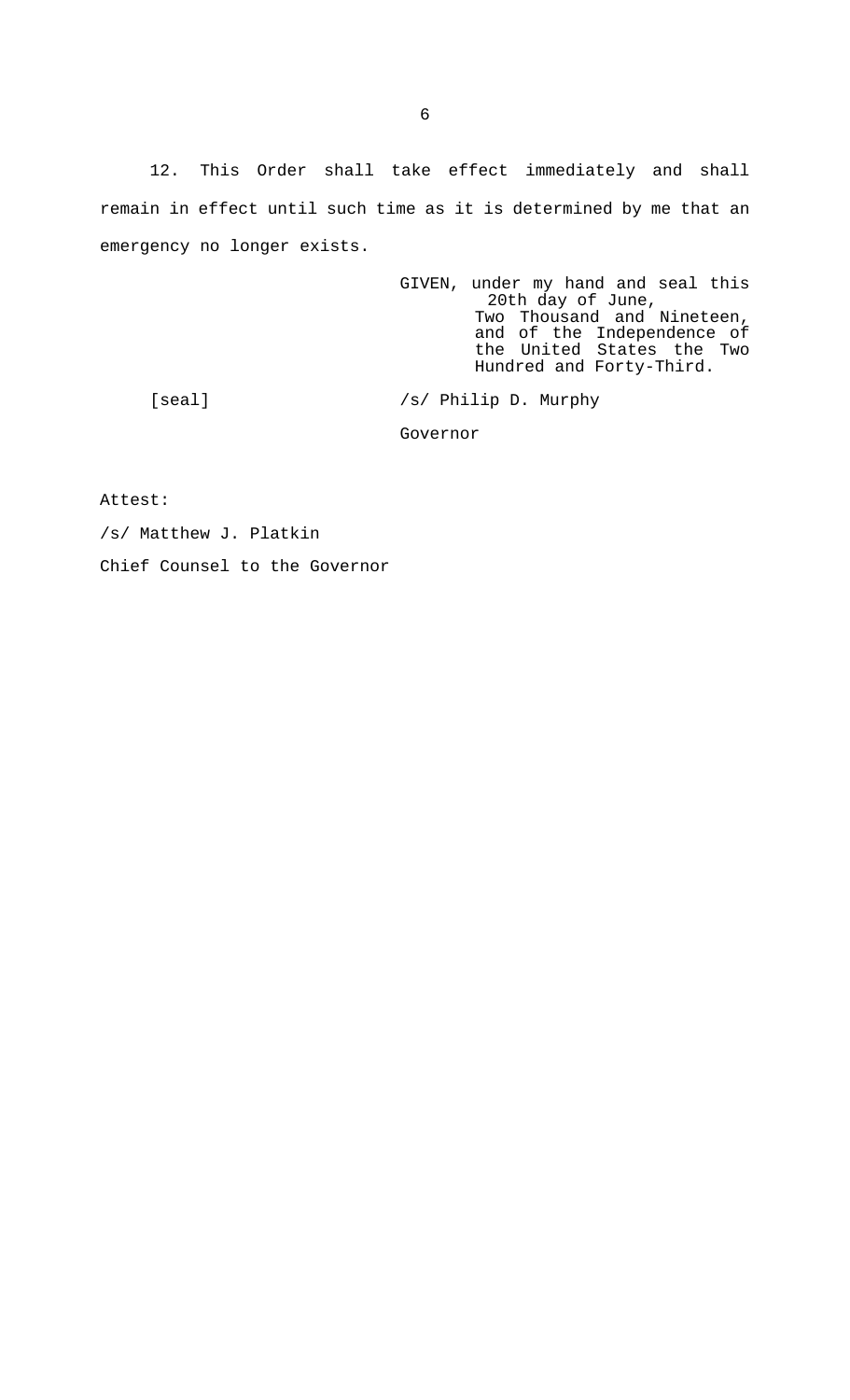12. This Order shall take effect immediately and shall remain in effect until such time as it is determined by me that an emergency no longer exists.

GIVEN, under my hand and seal this 20th day of June, Two Thousand and Nineteen, and of the Independence of the United States the Two Hundred and Forty-Third.

[seal]

/s/ Philip D. Murphy

Governor

Attest:

/s/ Matthew J. Platkin

Chief Counsel to the Governor